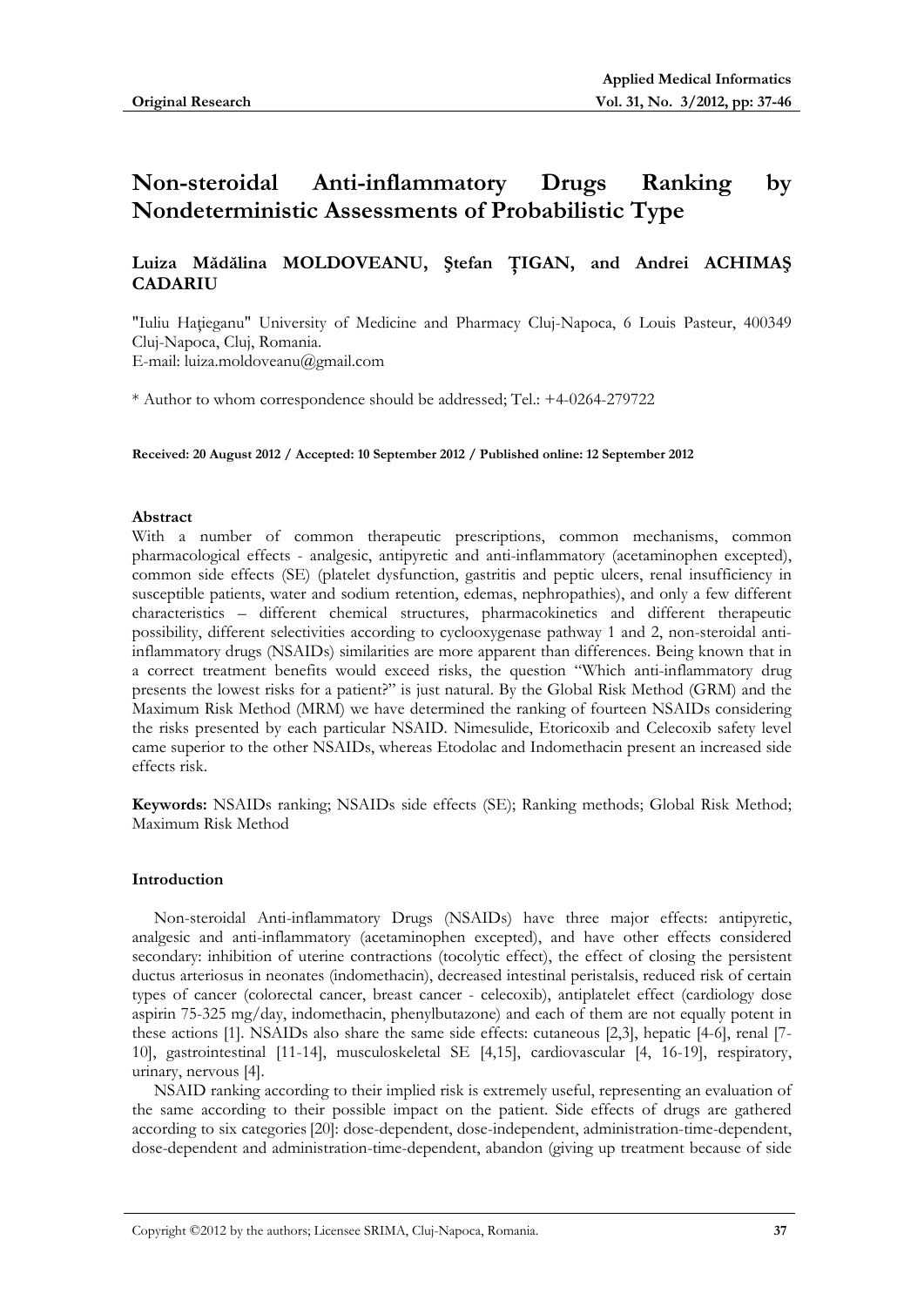**Original Research**

# Non-steroidal Anti-inflammatory Drugs Ranking by Nondeterministic Assessments of Probabilistic Type

**Luiza Mădălina MOLDOVEANU, Ştefan ŢIGAN, and Andrei ACHIMAŞ CADARIU**

"Iuliu Haţieganu" University of Medicine and Pharmacy Cluj-Napoca, 6 Louis Pasteur, 400349 Cluj-Napoca, Cluj, Romania.
E-mail: luiza.moldoveanu@gmail.com

\* Author to whom correspondence should be addressed; Tel.: +4-0264-279722

**Received: 20 August 2012 / Accepted: 10 September 2012 / Published online: 12 September 2012**

#### Abstract

With a number of common therapeutic prescriptions, common mechanisms, common pharmacological effects - analgesic, antipyretic and anti-inflammatory (acetaminophen excepted), common side effects (SE) (platelet dysfunction, gastritis and peptic ulcers, renal insufficiency in susceptible patients, water and sodium retention, edemas, nephropathies), and only a few different characteristics – different chemical structures, pharmacokinetics and different therapeutic possibility, different selectivities according to cyclooxygenase pathway 1 and 2, non-steroidal anti-inflammatory drugs (NSAIDs) similarities are more apparent than differences. Being known that in a correct treatment benefits would exceed risks, the question "Which anti-inflammatory drug presents the lowest risks for a patient?" is just natural. By the Global Risk Method (GRM) and the Maximum Risk Method (MRM) we have determined the ranking of fourteen NSAIDs considering the risks presented by each particular NSAID. Nimesulide, Etoricoxib and Celecoxib safety level came superior to the other NSAIDs, whereas Etodolac and Indomethacin present an increased side effects risk.

**Keywords:** NSAIDs ranking; NSAIDs side effects (SE); Ranking methods; Global Risk Method; Maximum Risk Method

#### Introduction

Non-steroidal Anti-inflammatory Drugs (NSAIDs) have three major effects: antipyretic, analgesic and anti-inflammatory (acetaminophen excepted), and have other effects considered secondary: inhibition of uterine contractions (tocolytic effect), the effect of closing the persistent ductus arteriosus in neonates (indomethacin), decreased intestinal peristalsis, reduced risk of certain types of cancer (colorectal cancer, breast cancer - celecoxib), antiplatelet effect (cardiology dose aspirin 75-325 mg/day, indomethacin, phenylbutazone) and each of them are not equally potent in these actions [1]. NSAIDs also share the same side effects: cutaneous [2,3], hepatic [4-6], renal [7-10], gastrointestinal [11-14], musculoskeletal SE [4,15], cardiovascular [4, 16-19], respiratory, urinary, nervous [4].

NSAID ranking according to their implied risk is extremely useful, representing an evaluation of the same according to their possible impact on the patient. Side effects of drugs are gathered according to six categories [20]: dose-dependent, dose-independent, administration-time-dependent, dose-dependent and administration-time-dependent, abandon (giving up treatment because of side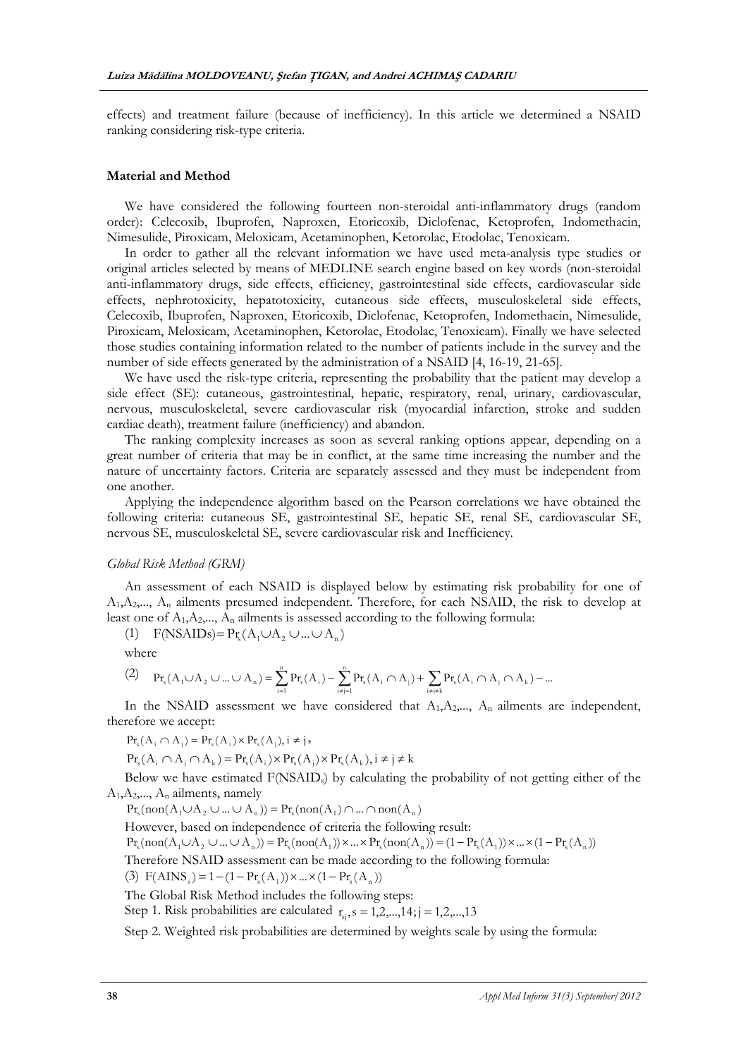effects) and treatment failure (because of inefficiency). In this article we determined a NSAID ranking considering risk-type criteria.

## Material and Method

We have considered the following fourteen non-steroidal anti-inflammatory drugs (random order): Celecoxib, Ibuprofen, Naproxen, Etoricoxib, Diclofenac, Ketoprofen, Indomethacin, Nimesulide, Piroxicam, Meloxicam, Acetaminophen, Ketorolac, Etodolac, Tenoxicam.

In order to gather all the relevant information we have used meta-analysis type studies or original articles selected by means of MEDLINE search engine based on key words (non-steroidal anti-inflammatory drugs, side effects, efficiency, gastrointestinal side effects, cardiovascular side effects, nephrotoxicity, hepatotoxicity, cutaneous side effects, musculoskeletal side effects, Celecoxib, Ibuprofen, Naproxen, Etoricoxib, Diclofenac, Ketoprofen, Indomethacin, Nimesulide, Piroxicam, Meloxicam, Acetaminophen, Ketorolac, Etodolac, Tenoxicam). Finally we have selected those studies containing information related to the number of patients include in the survey and the number of side effects generated by the administration of a NSAID [4, 16-19, 21-65].

We have used the risk-type criteria, representing the probability that the patient may develop a side effect (SE): cutaneous, gastrointestinal, hepatic, respiratory, renal, urinary, cardiovascular, nervous, musculoskeletal, severe cardiovascular risk (myocardial infarction, stroke and sudden cardiac death), treatment failure (inefficiency) and abandon.

The ranking complexity increases as soon as several ranking options appear, depending on a great number of criteria that may be in conflict, at the same time increasing the number and the nature of uncertainty factors. Criteria are separately assessed and they must be independent from one another.

Applying the independence algorithm based on the Pearson correlations we have obtained the following criteria: cutaneous SE, gastrointestinal SE, hepatic SE, renal SE, cardiovascular SE, nervous SE, musculoskeletal SE, severe cardiovascular risk and Inefficiency.

### *Global Risk Method (GRM)*

An assessment of each NSAID is displayed below by estimating risk probability for one of $A_1, A_2, ..., A_n$ ailments presumed independent. Therefore, for each NSAID, the risk to develop at least one of $A_1, A_2, ..., A_n$ ailments is assessed according to the following formula:

(1) $F(NSAIDs) = Pr_s(A_1 \cup A_2 \cup ... \cup A_n)$

where

(2) $Pr_s(A_1 \cup A_2 \cup ... \cup A_n) = \sum_{i=1}^{n} Pr_s(A_i) - \sum_{i \neq j=1}^{n} Pr_s(A_i \cap A_j) + \sum_{i \neq j \neq k} Pr_s(A_i \cap A_j \cap A_k) - ...$

In the NSAID assessment we have considered that $A_1, A_2, ..., A_n$ ailments are independent, therefore we accept:

$Pr_s(A_i \cap A_j) = Pr_s(A_i) \times Pr_s(A_j), i \neq j$,

$Pr_s(A_i \cap A_j \cap A_k) = Pr_s(A_i) \times Pr_s(A_j) \times Pr_s(A_k), i \neq j \neq k$

Below we have estimated $F(NSAID_s)$ by calculating the probability of not getting either of the $A_1, A_2, ..., A_n$ ailments, namely

$Pr_s(non(A_1 \cup A_2 \cup ... \cup A_n)) = Pr_s(non(A_1) \cap ... \cap non(A_n))$

However, based on independence of criteria the following result:

$Pr_s(non(A_1 \cup A_2 \cup ... \cup A_n)) = Pr_s(non(A_1)) \times ... \times Pr_s(non(A_n)) = (1 - Pr_s(A_1)) \times ... \times (1 - Pr_s(A_n))$

Therefore NSAID assessment can be made according to the following formula:

(3) $F(AINS_s) = 1 - (1 - Pr_s(A_1)) \times ... \times (1 - Pr_s(A_n))$

The Global Risk Method includes the following steps:

Step 1. Risk probabilities are calculated $r_{sj}, s = 1,2,...,14; j = 1,2,...,13$

Step 2. Weighted risk probabilities are determined by weights scale by using the formula: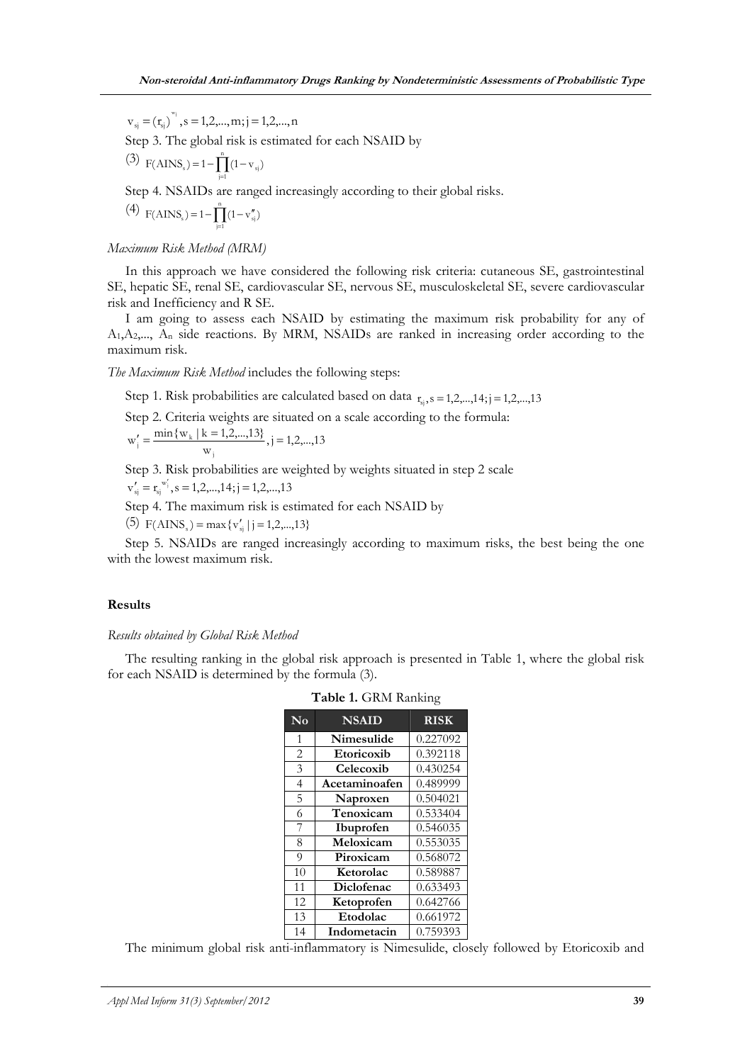$$v_{sj} = (r_{sj})^{w_j}, s = 1,2,...,m; j = 1,2,...,n$$

Step 3. The global risk is estimated for each NSAID by

$$(3)\quad F(AINS_s) = 1 - \prod_{j=1}^{n}(1 - v_{sj})$$

Step 4. NSAIDs are ranged increasingly according to their global risks.

$$(4)\quad F(AINS_s) = 1 - \prod_{j=1}^{n}(1 - v''_{sj})$$

*Maximum Risk Method (MRM)*

In this approach we have considered the following risk criteria: cutaneous SE, gastrointestinal SE, hepatic SE, renal SE, cardiovascular SE, nervous SE, musculoskeletal SE, severe cardiovascular risk and Inefficiency and R SE.

I am going to assess each NSAID by estimating the maximum risk probability for any of $A_1, A_2, ..., A_n$ side reactions. By MRM, NSAIDs are ranked in increasing order according to the maximum risk.

*The Maximum Risk Method* includes the following steps:

Step 1. Risk probabilities are calculated based on data $r_{sj}, s = 1,2,...,14; j = 1,2,...,13$

Step 2. Criteria weights are situated on a scale according to the formula:

$$w'_j = \frac{\min\{w_k \mid k = 1,2,...,13\}}{w_j}, j = 1,2,...,13$$

Step 3. Risk probabilities are weighted by weights situated in step 2 scale

$$v'_{sj} = r_{sj}^{w'_j}, s = 1,2,...,14; j = 1,2,...,13$$

Step 4. The maximum risk is estimated for each NSAID by

$$(5)\quad F(AINS_s) = \max\{v'_{sj} \mid j = 1,2,...,13\}$$

Step 5. NSAIDs are ranged increasingly according to maximum risks, the best being the one with the lowest maximum risk.

## Results

*Results obtained by Global Risk Method*

The resulting ranking in the global risk approach is presented in Table 1, where the global risk for each NSAID is determined by the formula (3).

**Table 1.** GRM Ranking

| No | NSAID | RISK |
|---|---|---|
| 1 | **Nimesulide** | 0.227092 |
| 2 | **Etoricoxib** | 0.392118 |
| 3 | **Celecoxib** | 0.430254 |
| 4 | **Acetaminoafen** | 0.489999 |
| 5 | **Naproxen** | 0.504021 |
| 6 | **Tenoxicam** | 0.533404 |
| 7 | **Ibuprofen** | 0.546035 |
| 8 | **Meloxicam** | 0.553035 |
| 9 | **Piroxicam** | 0.568072 |
| 10 | **Ketorolac** | 0.589887 |
| 11 | **Diclofenac** | 0.633493 |
| 12 | **Ketoprofen** | 0.642766 |
| 13 | **Etodolac** | 0.661972 |
| 14 | **Indometacin** | 0.759393 |

The minimum global risk anti-inflammatory is Nimesulide, closely followed by Etoricoxib and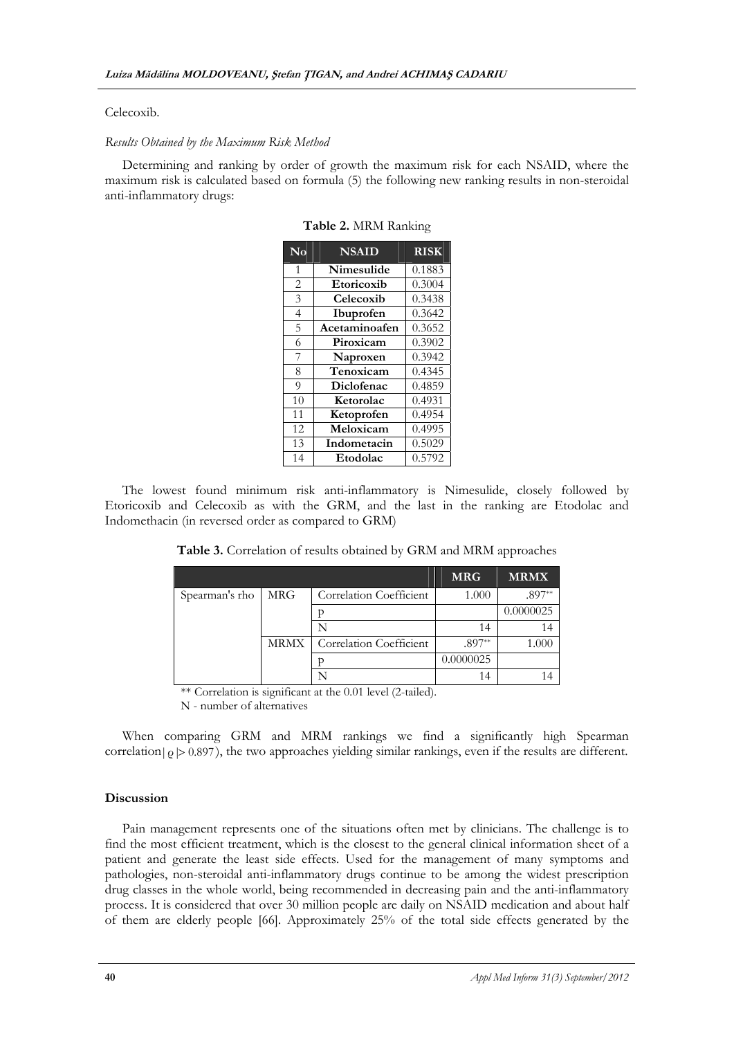Celecoxib.

*Results Obtained by the Maximum Risk Method*

Determining and ranking by order of growth the maximum risk for each NSAID, where the maximum risk is calculated based on formula (5) the following new ranking results in non-steroidal anti-inflammatory drugs:

**Table 2.** MRM Ranking

| No | NSAID | RISK |
|---|---|---|
| 1 | **Nimesulide** | 0.1883 |
| 2 | **Etoricoxib** | 0.3004 |
| 3 | **Celecoxib** | 0.3438 |
| 4 | **Ibuprofen** | 0.3642 |
| 5 | **Acetaminoafen** | 0.3652 |
| 6 | **Piroxicam** | 0.3902 |
| 7 | **Naproxen** | 0.3942 |
| 8 | **Tenoxicam** | 0.4345 |
| 9 | **Diclofenac** | 0.4859 |
| 10 | **Ketorolac** | 0.4931 |
| 11 | **Ketoprofen** | 0.4954 |
| 12 | **Meloxicam** | 0.4995 |
| 13 | **Indometacin** | 0.5029 |
| 14 | **Etodolac** | 0.5792 |

The lowest found minimum risk anti-inflammatory is Nimesulide, closely followed by Etoricoxib and Celecoxib as with the GRM, and the last in the ranking are Etodolac and Indomethacin (in reversed order as compared to GRM)

**Table 3.** Correlation of results obtained by GRM and MRM approaches

| | | | MRG | MRMX |
|---|---|---|---|---|
| Spearman's rho | MRG | Correlation Coefficient | 1.000 | .897** |
| | | p | | 0.0000025 |
| | | N | 14 | 14 |
| | MRMX | Correlation Coefficient | .897** | 1.000 |
| | | p | 0.0000025 | |
| | | N | 14 | 14 |

** Correlation is significant at the 0.01 level (2-tailed).

N - number of alternatives

When comparing GRM and MRM rankings we find a significantly high Spearman correlation $|\varrho| > 0.897$), the two approaches yielding similar rankings, even if the results are different.

## Discussion

Pain management represents one of the situations often met by clinicians. The challenge is to find the most efficient treatment, which is the closest to the general clinical information sheet of a patient and generate the least side effects. Used for the management of many symptoms and pathologies, non-steroidal anti-inflammatory drugs continue to be among the widest prescription drug classes in the whole world, being recommended in decreasing pain and the anti-inflammatory process. It is considered that over 30 million people are daily on NSAID medication and about half of them are elderly people [66]. Approximately 25% of the total side effects generated by the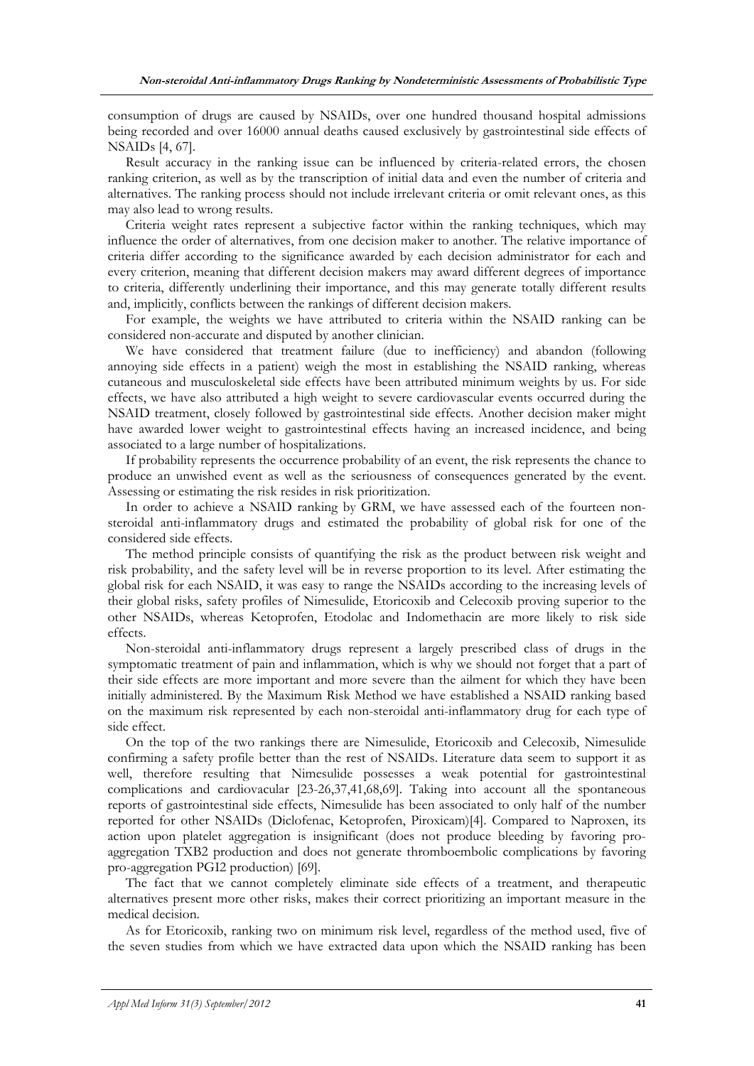consumption of drugs are caused by NSAIDs, over one hundred thousand hospital admissions being recorded and over 16000 annual deaths caused exclusively by gastrointestinal side effects of NSAIDs [4, 67].

Result accuracy in the ranking issue can be influenced by criteria-related errors, the chosen ranking criterion, as well as by the transcription of initial data and even the number of criteria and alternatives. The ranking process should not include irrelevant criteria or omit relevant ones, as this may also lead to wrong results.

Criteria weight rates represent a subjective factor within the ranking techniques, which may influence the order of alternatives, from one decision maker to another. The relative importance of criteria differ according to the significance awarded by each decision administrator for each and every criterion, meaning that different decision makers may award different degrees of importance to criteria, differently underlining their importance, and this may generate totally different results and, implicitly, conflicts between the rankings of different decision makers.

For example, the weights we have attributed to criteria within the NSAID ranking can be considered non-accurate and disputed by another clinician.

We have considered that treatment failure (due to inefficiency) and abandon (following annoying side effects in a patient) weigh the most in establishing the NSAID ranking, whereas cutaneous and musculoskeletal side effects have been attributed minimum weights by us. For side effects, we have also attributed a high weight to severe cardiovascular events occurred during the NSAID treatment, closely followed by gastrointestinal side effects. Another decision maker might have awarded lower weight to gastrointestinal effects having an increased incidence, and being associated to a large number of hospitalizations.

If probability represents the occurrence probability of an event, the risk represents the chance to produce an unwished event as well as the seriousness of consequences generated by the event. Assessing or estimating the risk resides in risk prioritization.

In order to achieve a NSAID ranking by GRM, we have assessed each of the fourteen non-steroidal anti-inflammatory drugs and estimated the probability of global risk for one of the considered side effects.

The method principle consists of quantifying the risk as the product between risk weight and risk probability, and the safety level will be in reverse proportion to its level. After estimating the global risk for each NSAID, it was easy to range the NSAIDs according to the increasing levels of their global risks, safety profiles of Nimesulide, Etoricoxib and Celecoxib proving superior to the other NSAIDs, whereas Ketoprofen, Etodolac and Indomethacin are more likely to risk side effects.

Non-steroidal anti-inflammatory drugs represent a largely prescribed class of drugs in the symptomatic treatment of pain and inflammation, which is why we should not forget that a part of their side effects are more important and more severe than the ailment for which they have been initially administered. By the Maximum Risk Method we have established a NSAID ranking based on the maximum risk represented by each non-steroidal anti-inflammatory drug for each type of side effect.

On the top of the two rankings there are Nimesulide, Etoricoxib and Celecoxib, Nimesulide confirming a safety profile better than the rest of NSAIDs. Literature data seem to support it as well, therefore resulting that Nimesulide possesses a weak potential for gastrointestinal complications and cardiovacular [23-26,37,41,68,69]. Taking into account all the spontaneous reports of gastrointestinal side effects, Nimesulide has been associated to only half of the number reported for other NSAIDs (Diclofenac, Ketoprofen, Piroxicam)[4]. Compared to Naproxen, its action upon platelet aggregation is insignificant (does not produce bleeding by favoring pro-aggregation TXB2 production and does not generate thromboembolic complications by favoring pro-aggregation PGI2 production) [69].

The fact that we cannot completely eliminate side effects of a treatment, and therapeutic alternatives present more other risks, makes their correct prioritizing an important measure in the medical decision.

As for Etoricoxib, ranking two on minimum risk level, regardless of the method used, five of the seven studies from which we have extracted data upon which the NSAID ranking has been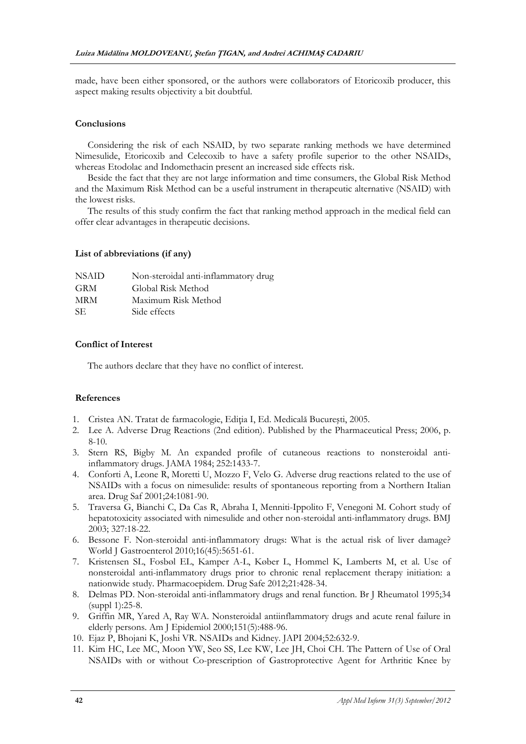made, have been either sponsored, or the authors were collaborators of Etoricoxib producer, this aspect making results objectivity a bit doubtful.

## Conclusions

Considering the risk of each NSAID, by two separate ranking methods we have determined Nimesulide, Etoricoxib and Celecoxib to have a safety profile superior to the other NSAIDs, whereas Etodolac and Indomethacin present an increased side effects risk.

Beside the fact that they are not large information and time consumers, the Global Risk Method and the Maximum Risk Method can be a useful instrument in therapeutic alternative (NSAID) with the lowest risks.

The results of this study confirm the fact that ranking method approach in the medical field can offer clear advantages in therapeutic decisions.

## List of abbreviations (if any)

| | |
|---|---|
| NSAID | Non-steroidal anti-inflammatory drug |
| GRM | Global Risk Method |
| MRM | Maximum Risk Method |
| SE | Side effects |

## Conflict of Interest

The authors declare that they have no conflict of interest.

## References

1. Cristea AN. Tratat de farmacologie, Ediția I, Ed. Medicală București, 2005.
2. Lee A. Adverse Drug Reactions (2nd edition). Published by the Pharmaceutical Press; 2006, p. 8-10.
3. Stern RS, Bigby M. An expanded profile of cutaneous reactions to nonsteroidal anti-inflammatory drugs. JAMA 1984; 252:1433-7.
4. Conforti A, Leone R, Moretti U, Mozzo F, Velo G. Adverse drug reactions related to the use of NSAIDs with a focus on nimesulide: results of spontaneous reporting from a Northern Italian area. Drug Saf 2001;24:1081-90.
5. Traversa G, Bianchi C, Da Cas R, Abraha I, Menniti-Ippolito F, Venegoni M. Cohort study of hepatotoxicity associated with nimesulide and other non-steroidal anti-inflammatory drugs. BMJ 2003; 327:18-22.
6. Bessone F. Non-steroidal anti-inflammatory drugs: What is the actual risk of liver damage? World J Gastroenterol 2010;16(45):5651-61.
7. Kristensen SL, Fosbøl EL, Kamper A-L, Køber L, Hommel K, Lamberts M, et al. Use of nonsteroidal anti-inflammatory drugs prior to chronic renal replacement therapy initiation: a nationwide study. Pharmacoepidem. Drug Safe 2012;21:428-34.
8. Delmas PD. Non-steroidal anti-inflammatory drugs and renal function. Br J Rheumatol 1995;34 (suppl 1):25-8.
9. Griffin MR, Yared A, Ray WA. Nonsteroidal antiinflammatory drugs and acute renal failure in elderly persons. Am J Epidemiol 2000;151(5):488-96.
10. Ejaz P, Bhojani K, Joshi VR. NSAIDs and Kidney. JAPI 2004;52:632-9.
11. Kim HC, Lee MC, Moon YW, Seo SS, Lee KW, Lee JH, Choi CH. The Pattern of Use of Oral NSAIDs with or without Co-prescription of Gastroprotective Agent for Arthritic Knee by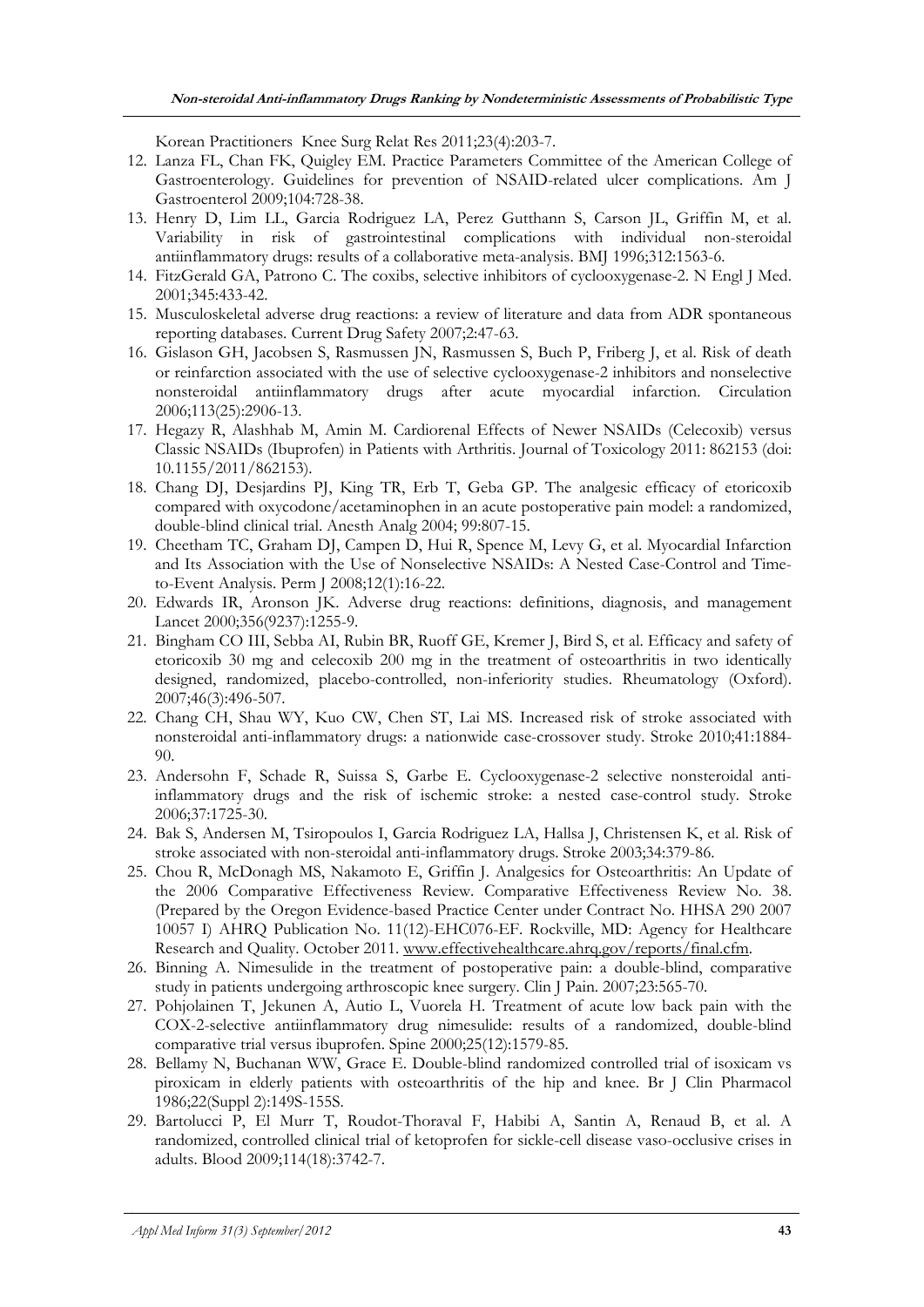Korean Practitioners Knee Surg Relat Res 2011;23(4):203-7.

12. Lanza FL, Chan FK, Quigley EM. Practice Parameters Committee of the American College of Gastroenterology. Guidelines for prevention of NSAID-related ulcer complications. Am J Gastroenterol 2009;104:728-38.
13. Henry D, Lim LL, Garcia Rodriguez LA, Perez Gutthann S, Carson JL, Griffin M, et al. Variability in risk of gastrointestinal complications with individual non-steroidal antiinflammatory drugs: results of a collaborative meta-analysis. BMJ 1996;312:1563-6.
14. FitzGerald GA, Patrono C. The coxibs, selective inhibitors of cyclooxygenase-2. N Engl J Med. 2001;345:433-42.
15. Musculoskeletal adverse drug reactions: a review of literature and data from ADR spontaneous reporting databases. Current Drug Safety 2007;2:47-63.
16. Gislason GH, Jacobsen S, Rasmussen JN, Rasmussen S, Buch P, Friberg J, et al. Risk of death or reinfarction associated with the use of selective cyclooxygenase-2 inhibitors and nonselective nonsteroidal antiinflammatory drugs after acute myocardial infarction. Circulation 2006;113(25):2906-13.
17. Hegazy R, Alashhab M, Amin M. Cardiorenal Effects of Newer NSAIDs (Celecoxib) versus Classic NSAIDs (Ibuprofen) in Patients with Arthritis. Journal of Toxicology 2011: 862153 (doi: 10.1155/2011/862153).
18. Chang DJ, Desjardins PJ, King TR, Erb T, Geba GP. The analgesic efficacy of etoricoxib compared with oxycodone/acetaminophen in an acute postoperative pain model: a randomized, double-blind clinical trial. Anesth Analg 2004; 99:807-15.
19. Cheetham TC, Graham DJ, Campen D, Hui R, Spence M, Levy G, et al. Myocardial Infarction and Its Association with the Use of Nonselective NSAIDs: A Nested Case-Control and Time-to-Event Analysis. Perm J 2008;12(1):16-22.
20. Edwards IR, Aronson JK. Adverse drug reactions: definitions, diagnosis, and management Lancet 2000;356(9237):1255-9.
21. Bingham CO III, Sebba AI, Rubin BR, Ruoff GE, Kremer J, Bird S, et al. Efficacy and safety of etoricoxib 30 mg and celecoxib 200 mg in the treatment of osteoarthritis in two identically designed, randomized, placebo-controlled, non-inferiority studies. Rheumatology (Oxford). 2007;46(3):496-507.
22. Chang CH, Shau WY, Kuo CW, Chen ST, Lai MS. Increased risk of stroke associated with nonsteroidal anti-inflammatory drugs: a nationwide case-crossover study. Stroke 2010;41:1884-90.
23. Andersohn F, Schade R, Suissa S, Garbe E. Cyclooxygenase-2 selective nonsteroidal anti-inflammatory drugs and the risk of ischemic stroke: a nested case-control study. Stroke 2006;37:1725-30.
24. Bak S, Andersen M, Tsiropoulos I, Garcia Rodriguez LA, Hallsa J, Christensen K, et al. Risk of stroke associated with non-steroidal anti-inflammatory drugs. Stroke 2003;34:379-86.
25. Chou R, McDonagh MS, Nakamoto E, Griffin J. Analgesics for Osteoarthritis: An Update of the 2006 Comparative Effectiveness Review. Comparative Effectiveness Review No. 38. (Prepared by the Oregon Evidence-based Practice Center under Contract No. HHSA 290 2007 10057 I) AHRQ Publication No. 11(12)-EHC076-EF. Rockville, MD: Agency for Healthcare Research and Quality. October 2011. www.effectivehealthcare.ahrq.gov/reports/final.cfm.
26. Binning A. Nimesulide in the treatment of postoperative pain: a double-blind, comparative study in patients undergoing arthroscopic knee surgery. Clin J Pain. 2007;23:565-70.
27. Pohjolainen T, Jekunen A, Autio L, Vuorela H. Treatment of acute low back pain with the COX-2-selective antiinflammatory drug nimesulide: results of a randomized, double-blind comparative trial versus ibuprofen. Spine 2000;25(12):1579-85.
28. Bellamy N, Buchanan WW, Grace E. Double-blind randomized controlled trial of isoxicam vs piroxicam in elderly patients with osteoarthritis of the hip and knee. Br J Clin Pharmacol 1986;22(Suppl 2):149S-155S.
29. Bartolucci P, El Murr T, Roudot-Thoraval F, Habibi A, Santin A, Renaud B, et al. A randomized, controlled clinical trial of ketoprofen for sickle-cell disease vaso-occlusive crises in adults. Blood 2009;114(18):3742-7.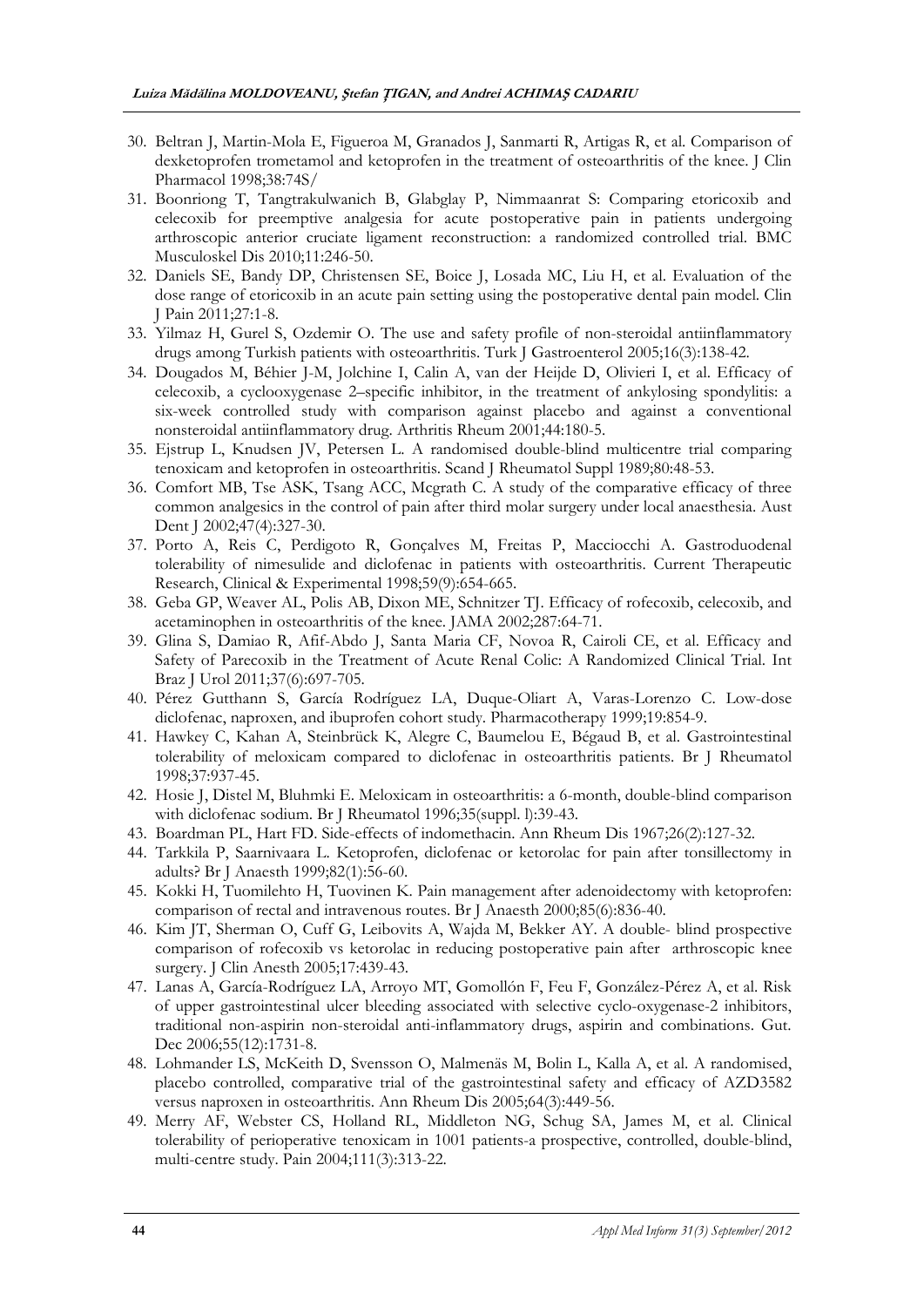30. Beltran J, Martin-Mola E, Figueroa M, Granados J, Sanmarti R, Artigas R, et al. Comparison of dexketoprofen trometamol and ketoprofen in the treatment of osteoarthritis of the knee. J Clin Pharmacol 1998;38:74S/
31. Boonriong T, Tangtrakulwanich B, Glabglay P, Nimmaanrat S: Comparing etoricoxib and celecoxib for preemptive analgesia for acute postoperative pain in patients undergoing arthroscopic anterior cruciate ligament reconstruction: a randomized controlled trial. BMC Musculoskel Dis 2010;11:246-50.
32. Daniels SE, Bandy DP, Christensen SE, Boice J, Losada MC, Liu H, et al. Evaluation of the dose range of etoricoxib in an acute pain setting using the postoperative dental pain model. Clin J Pain 2011;27:1-8.
33. Yilmaz H, Gurel S, Ozdemir O. The use and safety profile of non-steroidal antiinflammatory drugs among Turkish patients with osteoarthritis. Turk J Gastroenterol 2005;16(3):138-42.
34. Dougados M, Béhier J-M, Jolchine I, Calin A, van der Heijde D, Olivieri I, et al. Efficacy of celecoxib, a cyclooxygenase 2–specific inhibitor, in the treatment of ankylosing spondylitis: a six-week controlled study with comparison against placebo and against a conventional nonsteroidal antiinflammatory drug. Arthritis Rheum 2001;44:180-5.
35. Ejstrup L, Knudsen JV, Petersen L. A randomised double-blind multicentre trial comparing tenoxicam and ketoprofen in osteoarthritis. Scand J Rheumatol Suppl 1989;80:48-53.
36. Comfort MB, Tse ASK, Tsang ACC, Mcgrath C. A study of the comparative efficacy of three common analgesics in the control of pain after third molar surgery under local anaesthesia. Aust Dent J 2002;47(4):327-30.
37. Porto A, Reis C, Perdigoto R, Gonçalves M, Freitas P, Macciocchi A. Gastroduodenal tolerability of nimesulide and diclofenac in patients with osteoarthritis. Current Therapeutic Research, Clinical & Experimental 1998;59(9):654-665.
38. Geba GP, Weaver AL, Polis AB, Dixon ME, Schnitzer TJ. Efficacy of rofecoxib, celecoxib, and acetaminophen in osteoarthritis of the knee. JAMA 2002;287:64-71.
39. Glina S, Damiao R, Afif-Abdo J, Santa Maria CF, Novoa R, Cairoli CE, et al. Efficacy and Safety of Parecoxib in the Treatment of Acute Renal Colic: A Randomized Clinical Trial. Int Braz J Urol 2011;37(6):697-705.
40. Pérez Gutthann S, García Rodríguez LA, Duque-Oliart A, Varas-Lorenzo C. Low-dose diclofenac, naproxen, and ibuprofen cohort study. Pharmacotherapy 1999;19:854-9.
41. Hawkey C, Kahan A, Steinbrück K, Alegre C, Baumelou E, Bégaud B, et al. Gastrointestinal tolerability of meloxicam compared to diclofenac in osteoarthritis patients. Br J Rheumatol 1998;37:937-45.
42. Hosie J, Distel M, Bluhmki E. Meloxicam in osteoarthritis: a 6-month, double-blind comparison with diclofenac sodium. Br J Rheumatol 1996;35(suppl. l):39-43.
43. Boardman PL, Hart FD. Side-effects of indomethacin. Ann Rheum Dis 1967;26(2):127-32.
44. Tarkkila P, Saarnivaara L. Ketoprofen, diclofenac or ketorolac for pain after tonsillectomy in adults? Br J Anaesth 1999;82(1):56-60.
45. Kokki H, Tuomilehto H, Tuovinen K. Pain management after adenoidectomy with ketoprofen: comparison of rectal and intravenous routes. Br J Anaesth 2000;85(6):836-40.
46. Kim JT, Sherman O, Cuff G, Leibovits A, Wajda M, Bekker AY. A double- blind prospective comparison of rofecoxib vs ketorolac in reducing postoperative pain after arthroscopic knee surgery. J Clin Anesth 2005;17:439-43.
47. Lanas A, García-Rodríguez LA, Arroyo MT, Gomollón F, Feu F, González-Pérez A, et al. Risk of upper gastrointestinal ulcer bleeding associated with selective cyclo-oxygenase-2 inhibitors, traditional non-aspirin non-steroidal anti-inflammatory drugs, aspirin and combinations. Gut. Dec 2006;55(12):1731-8.
48. Lohmander LS, McKeith D, Svensson O, Malmenäs M, Bolin L, Kalla A, et al. A randomised, placebo controlled, comparative trial of the gastrointestinal safety and efficacy of AZD3582 versus naproxen in osteoarthritis. Ann Rheum Dis 2005;64(3):449-56.
49. Merry AF, Webster CS, Holland RL, Middleton NG, Schug SA, James M, et al. Clinical tolerability of perioperative tenoxicam in 1001 patients-a prospective, controlled, double-blind, multi-centre study. Pain 2004;111(3):313-22.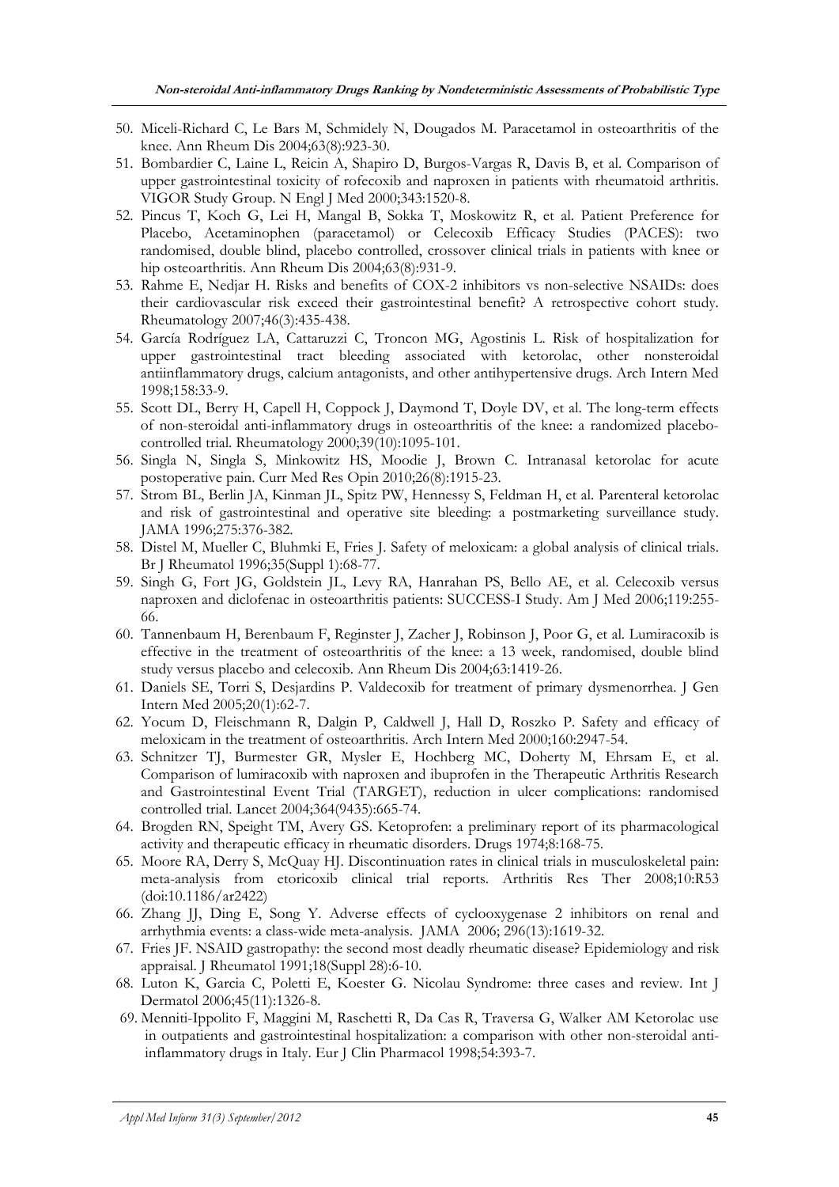50. Miceli-Richard C, Le Bars M, Schmidely N, Dougados M. Paracetamol in osteoarthritis of the knee. Ann Rheum Dis 2004;63(8):923-30.
51. Bombardier C, Laine L, Reicin A, Shapiro D, Burgos-Vargas R, Davis B, et al. Comparison of upper gastrointestinal toxicity of rofecoxib and naproxen in patients with rheumatoid arthritis. VIGOR Study Group. N Engl J Med 2000;343:1520-8.
52. Pincus T, Koch G, Lei H, Mangal B, Sokka T, Moskowitz R, et al. Patient Preference for Placebo, Acetaminophen (paracetamol) or Celecoxib Efficacy Studies (PACES): two randomised, double blind, placebo controlled, crossover clinical trials in patients with knee or hip osteoarthritis. Ann Rheum Dis 2004;63(8):931-9.
53. Rahme E, Nedjar H. Risks and benefits of COX-2 inhibitors vs non-selective NSAIDs: does their cardiovascular risk exceed their gastrointestinal benefit? A retrospective cohort study. Rheumatology 2007;46(3):435-438.
54. García Rodríguez LA, Cattaruzzi C, Troncon MG, Agostinis L. Risk of hospitalization for upper gastrointestinal tract bleeding associated with ketorolac, other nonsteroidal antiinflammatory drugs, calcium antagonists, and other antihypertensive drugs. Arch Intern Med 1998;158:33-9.
55. Scott DL, Berry H, Capell H, Coppock J, Daymond T, Doyle DV, et al. The long-term effects of non-steroidal anti-inflammatory drugs in osteoarthritis of the knee: a randomized placebo-controlled trial. Rheumatology 2000;39(10):1095-101.
56. Singla N, Singla S, Minkowitz HS, Moodie J, Brown C. Intranasal ketorolac for acute postoperative pain. Curr Med Res Opin 2010;26(8):1915-23.
57. Strom BL, Berlin JA, Kinman JL, Spitz PW, Hennessy S, Feldman H, et al. Parenteral ketorolac and risk of gastrointestinal and operative site bleeding: a postmarketing surveillance study. JAMA 1996;275:376-382.
58. Distel M, Mueller C, Bluhmki E, Fries J. Safety of meloxicam: a global analysis of clinical trials. Br J Rheumatol 1996;35(Suppl 1):68-77.
59. Singh G, Fort JG, Goldstein JL, Levy RA, Hanrahan PS, Bello AE, et al. Celecoxib versus naproxen and diclofenac in osteoarthritis patients: SUCCESS-I Study. Am J Med 2006;119:255-66.
60. Tannenbaum H, Berenbaum F, Reginster J, Zacher J, Robinson J, Poor G, et al. Lumiracoxib is effective in the treatment of osteoarthritis of the knee: a 13 week, randomised, double blind study versus placebo and celecoxib. Ann Rheum Dis 2004;63:1419-26.
61. Daniels SE, Torri S, Desjardins P. Valdecoxib for treatment of primary dysmenorrhea. J Gen Intern Med 2005;20(1):62-7.
62. Yocum D, Fleischmann R, Dalgin P, Caldwell J, Hall D, Roszko P. Safety and efficacy of meloxicam in the treatment of osteoarthritis. Arch Intern Med 2000;160:2947-54.
63. Schnitzer TJ, Burmester GR, Mysler E, Hochberg MC, Doherty M, Ehrsam E, et al. Comparison of lumiracoxib with naproxen and ibuprofen in the Therapeutic Arthritis Research and Gastrointestinal Event Trial (TARGET), reduction in ulcer complications: randomised controlled trial. Lancet 2004;364(9435):665-74.
64. Brogden RN, Speight TM, Avery GS. Ketoprofen: a preliminary report of its pharmacological activity and therapeutic efficacy in rheumatic disorders. Drugs 1974;8:168-75.
65. Moore RA, Derry S, McQuay HJ. Discontinuation rates in clinical trials in musculoskeletal pain: meta-analysis from etoricoxib clinical trial reports. Arthritis Res Ther 2008;10:R53 (doi:10.1186/ar2422)
66. Zhang JJ, Ding E, Song Y. Adverse effects of cyclooxygenase 2 inhibitors on renal and arrhythmia events: a class-wide meta-analysis. JAMA 2006; 296(13):1619-32.
67. Fries JF. NSAID gastropathy: the second most deadly rheumatic disease? Epidemiology and risk appraisal. J Rheumatol 1991;18(Suppl 28):6-10.
68. Luton K, Garcia C, Poletti E, Koester G. Nicolau Syndrome: three cases and review. Int J Dermatol 2006;45(11):1326-8.
69. Menniti-Ippolito F, Maggini M, Raschetti R, Da Cas R, Traversa G, Walker AM Ketorolac use in outpatients and gastrointestinal hospitalization: a comparison with other non-steroidal anti-inflammatory drugs in Italy. Eur J Clin Pharmacol 1998;54:393-7.